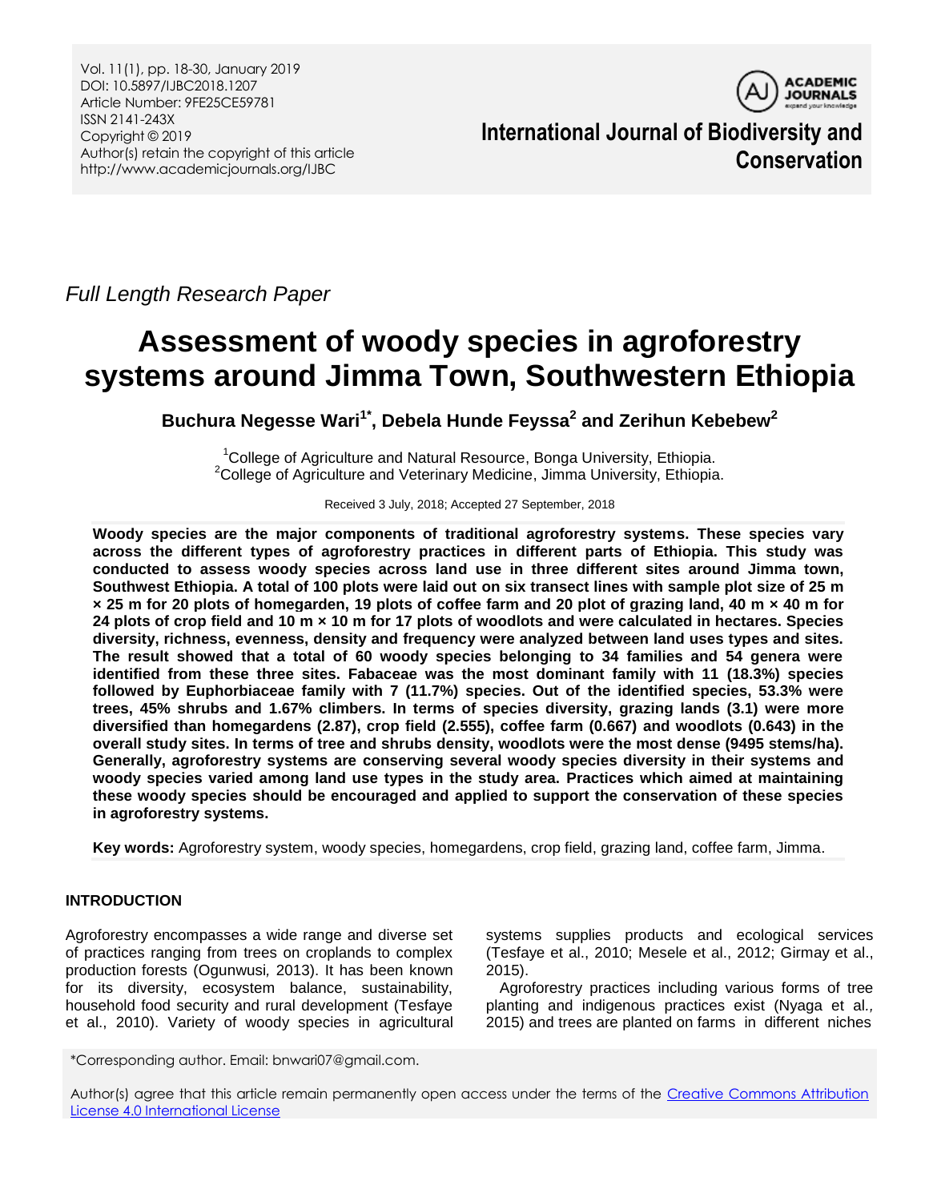*Full Length Research Paper*

# Assessment of woody species in agroforestry systems around Jimma Town, Southwestern Ethiopia

**Buchura Negesse Wari[1*], Debela Hunde Feyssa[2] and Zerihun Kebebew[2]**

[1]College of Agriculture and Natural Resource, Bonga University, Ethiopia.
[2]College of Agriculture and Veterinary Medicine, Jimma University, Ethiopia.

Received 3 July, 2018; Accepted 27 September, 2018

**Woody species are the major components of traditional agroforestry systems. These species vary across the different types of agroforestry practices in different parts of Ethiopia. This study was conducted to assess woody species across land use in three different sites around Jimma town, Southwest Ethiopia. A total of 100 plots were laid out on six transect lines with sample plot size of 25 m × 25 m for 20 plots of homegarden, 19 plots of coffee farm and 20 plot of grazing land, 40 m × 40 m for 24 plots of crop field and 10 m × 10 m for 17 plots of woodlots and were calculated in hectares. Species diversity, richness, evenness, density and frequency were analyzed between land uses types and sites. The result showed that a total of 60 woody species belonging to 34 families and 54 genera were identified from these three sites. Fabaceae was the most dominant family with 11 (18.3%) species followed by Euphorbiaceae family with 7 (11.7%) species. Out of the identified species, 53.3% were trees, 45% shrubs and 1.67% climbers. In terms of species diversity, grazing lands (3.1) were more diversified than homegardens (2.87), crop field (2.555), coffee farm (0.667) and woodlots (0.643) in the overall study sites. In terms of tree and shrubs density, woodlots were the most dense (9495 stems/ha). Generally, agroforestry systems are conserving several woody species diversity in their systems and woody species varied among land use types in the study area. Practices which aimed at maintaining these woody species should be encouraged and applied to support the conservation of these species in agroforestry systems.**

**Key words:** Agroforestry system, woody species, homegardens, crop field, grazing land, coffee farm, Jimma.

## INTRODUCTION

Agroforestry encompasses a wide range and diverse set of practices ranging from trees on croplands to complex production forests (Ogunwusi, 2013). It has been known for its diversity, ecosystem balance, sustainability, household food security and rural development (Tesfaye et al., 2010). Variety of woody species in agricultural systems supplies products and ecological services (Tesfaye et al., 2010; Mesele et al., 2012; Girmay et al., 2015).

Agroforestry practices including various forms of tree planting and indigenous practices exist (Nyaga et al., 2015) and trees are planted on farms in different niches

*Corresponding author. Email: bnwari07@gmail.com.

Author(s) agree that this article remain permanently open access under the terms of the Creative Commons Attribution License 4.0 International License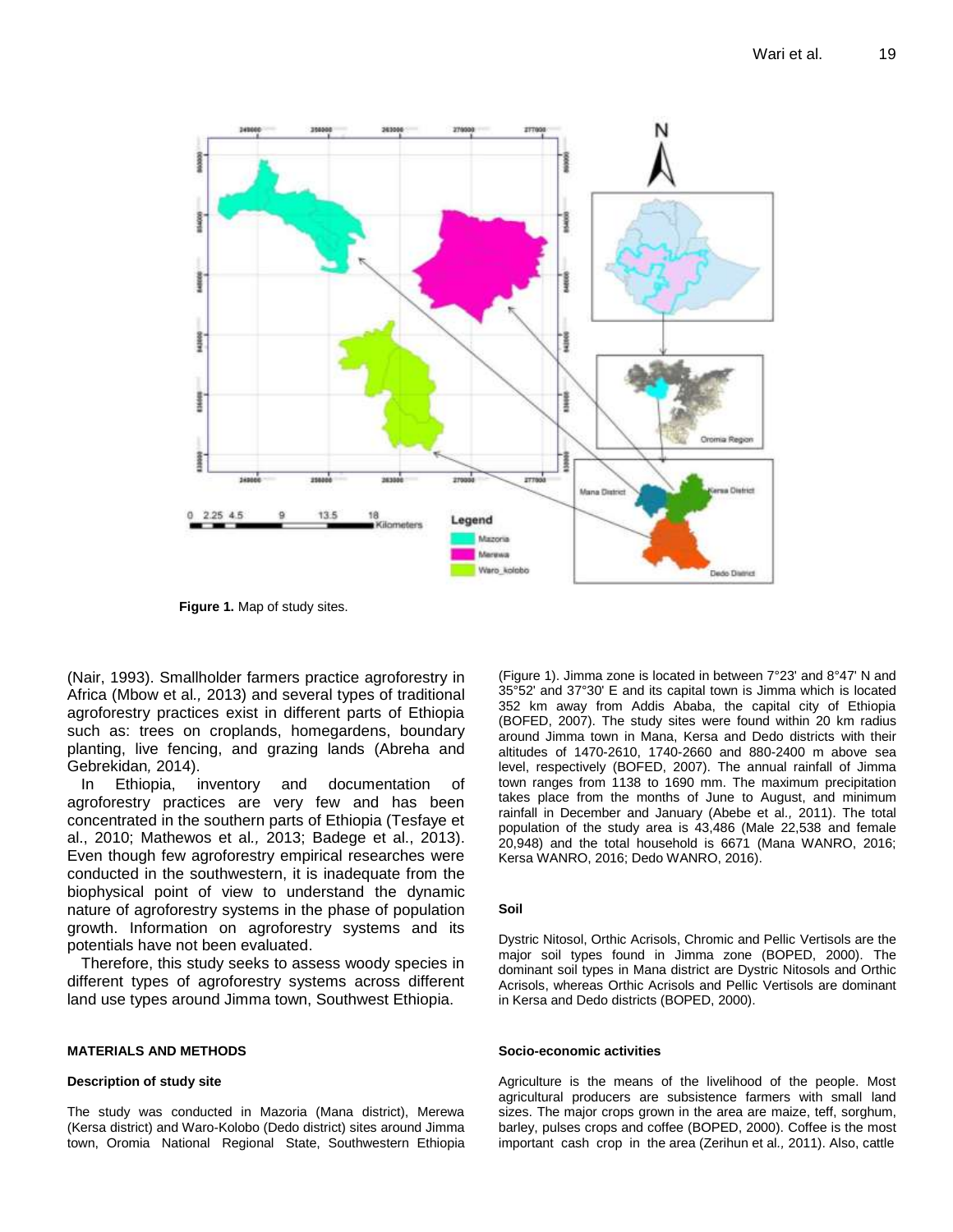**Figure 1.** Map of study sites.

(Nair, 1993). Smallholder farmers practice agroforestry in Africa (Mbow et al*.,* 2013) and several types of traditional agroforestry practices exist in different parts of Ethiopia such as: trees on croplands, homegardens, boundary planting, live fencing, and grazing lands (Abreha and Gebrekidan*,* 2014).

In Ethiopia, inventory and documentation of agroforestry practices are very few and has been concentrated in the southern parts of Ethiopia (Tesfaye et al., 2010; Mathewos et al*.,* 2013; Badege et al., 2013). Even though few agroforestry empirical researches were conducted in the southwestern, it is inadequate from the biophysical point of view to understand the dynamic nature of agroforestry systems in the phase of population growth. Information on agroforestry systems and its potentials have not been evaluated.

Therefore, this study seeks to assess woody species in different types of agroforestry systems across different land use types around Jimma town, Southwest Ethiopia.

## MATERIALS AND METHODS

### Description of study site

The study was conducted in Mazoria (Mana district), Merewa (Kersa district) and Waro-Kolobo (Dedo district) sites around Jimma town, Oromia National Regional State, Southwestern Ethiopia (Figure 1). Jimma zone is located in between 7°23' and 8°47' N and 35°52' and 37°30' E and its capital town is Jimma which is located 352 km away from Addis Ababa, the capital city of Ethiopia (BOFED, 2007). The study sites were found within 20 km radius around Jimma town in Mana, Kersa and Dedo districts with their altitudes of 1470-2610, 1740-2660 and 880-2400 m above sea level, respectively (BOFED, 2007). The annual rainfall of Jimma town ranges from 1138 to 1690 mm. The maximum precipitation takes place from the months of June to August, and minimum rainfall in December and January (Abebe et al*.,* 2011). The total population of the study area is 43,486 (Male 22,538 and female 20,948) and the total household is 6671 (Mana WANRO, 2016; Kersa WANRO, 2016; Dedo WANRO, 2016).

### Soil

Dystric Nitosol, Orthic Acrisols, Chromic and Pellic Vertisols are the major soil types found in Jimma zone (BOPED, 2000). The dominant soil types in Mana district are Dystric Nitosols and Orthic Acrisols, whereas Orthic Acrisols and Pellic Vertisols are dominant in Kersa and Dedo districts (BOPED, 2000).

### Socio-economic activities

Agriculture is the means of the livelihood of the people. Most agricultural producers are subsistence farmers with small land sizes. The major crops grown in the area are maize, teff, sorghum, barley, pulses crops and coffee (BOPED, 2000). Coffee is the most important cash crop in the area (Zerihun et al*.,* 2011). Also, cattle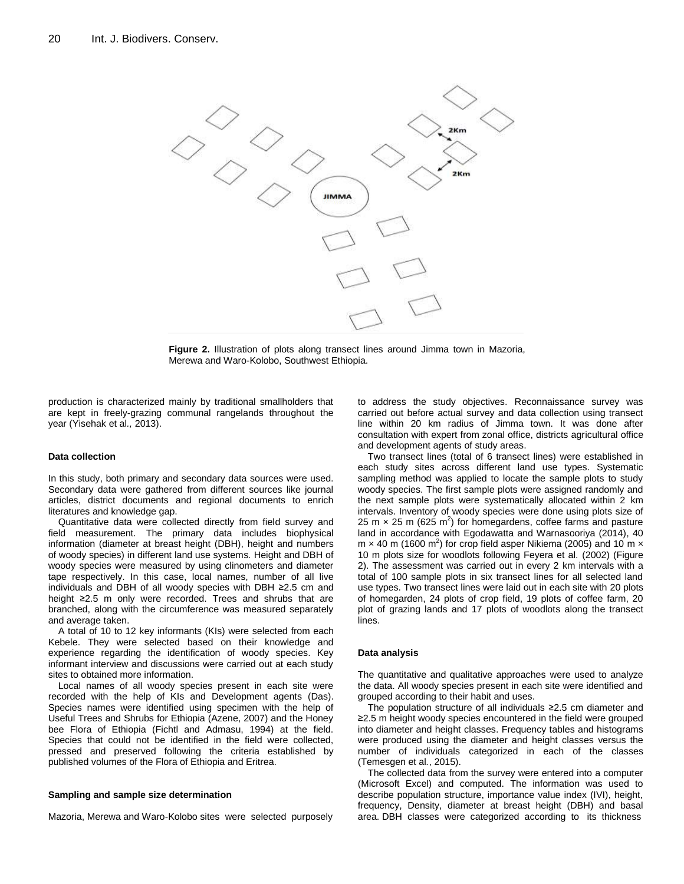Figure 2. Illustration of plots along transect lines around Jimma town in Mazoria, Merewa and Waro-Kolobo, Southwest Ethiopia.

production is characterized mainly by traditional smallholders that are kept in freely-grazing communal rangelands throughout the year (Yisehak et al., 2013).

#### Data collection

In this study, both primary and secondary data sources were used. Secondary data were gathered from different sources like journal articles, district documents and regional documents to enrich literatures and knowledge gap.

Quantitative data were collected directly from field survey and field measurement. The primary data includes biophysical information (diameter at breast height (DBH), height and numbers of woody species) in different land use systems. Height and DBH of woody species were measured by using clinometers and diameter tape respectively. In this case, local names, number of all live individuals and DBH of all woody species with DBH ≥2.5 cm and height ≥2.5 m only were recorded. Trees and shrubs that are branched, along with the circumference was measured separately and average taken.

A total of 10 to 12 key informants (KIs) were selected from each Kebele. They were selected based on their knowledge and experience regarding the identification of woody species. Key informant interview and discussions were carried out at each study sites to obtained more information.

Local names of all woody species present in each site were recorded with the help of KIs and Development agents (Das). Species names were identified using specimen with the help of Useful Trees and Shrubs for Ethiopia (Azene, 2007) and the Honey bee Flora of Ethiopia (Fichtl and Admasu, 1994) at the field. Species that could not be identified in the field were collected, pressed and preserved following the criteria established by published volumes of the Flora of Ethiopia and Eritrea.

#### Sampling and sample size determination

Mazoria, Merewa and Waro-Kolobo sites were selected purposely to address the study objectives. Reconnaissance survey was carried out before actual survey and data collection using transect line within 20 km radius of Jimma town. It was done after consultation with expert from zonal office, districts agricultural office and development agents of study areas.

Two transect lines (total of 6 transect lines) were established in each study sites across different land use types. Systematic sampling method was applied to locate the sample plots to study woody species. The first sample plots were assigned randomly and the next sample plots were systematically allocated within 2 km intervals. Inventory of woody species were done using plots size of 25 m × 25 m (625 $m^2$) for homegardens, coffee farms and pasture land in accordance with Egodawatta and Warnasooriya (2014), 40 m × 40 m (1600 $m^2$) for crop field asper Nikiema (2005) and 10 m × 10 m plots size for woodlots following Feyera et al. (2002) (Figure 2). The assessment was carried out in every 2 km intervals with a total of 100 sample plots in six transect lines for all selected land use types. Two transect lines were laid out in each site with 20 plots of homegarden, 24 plots of crop field, 19 plots of coffee farm, 20 plot of grazing lands and 17 plots of woodlots along the transect lines.

#### Data analysis

The quantitative and qualitative approaches were used to analyze the data. All woody species present in each site were identified and grouped according to their habit and uses.

The population structure of all individuals ≥2.5 cm diameter and ≥2.5 m height woody species encountered in the field were grouped into diameter and height classes. Frequency tables and histograms were produced using the diameter and height classes versus the number of individuals categorized in each of the classes (Temesgen et al., 2015).

The collected data from the survey were entered into a computer (Microsoft Excel) and computed. The information was used to describe population structure, importance value index (IVI), height, frequency, Density, diameter at breast height (DBH) and basal area. DBH classes were categorized according to its thickness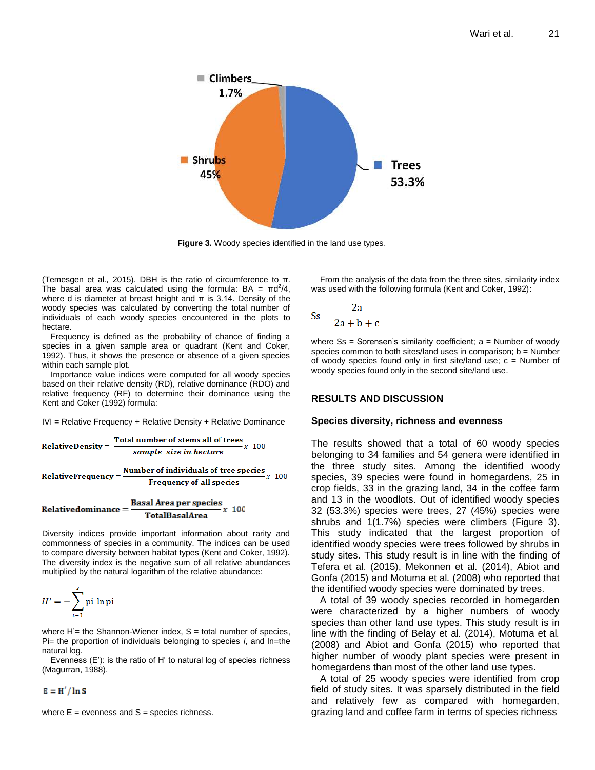Climbers 1.7%

Shrubs 45%

Trees 53.3%

**Figure 3.** Woody species identified in the land use types.

(Temesgen et al., 2015). DBH is the ratio of circumference to π. The basal area was calculated using the formula: BA = $\pi d^2/4$, where d is diameter at breast height and π is 3.14. Density of the woody species was calculated by converting the total number of individuals of each woody species encountered in the plots to hectare.

Frequency is defined as the probability of chance of finding a species in a given sample area or quadrant (Kent and Coker, 1992). Thus, it shows the presence or absence of a given species within each sample plot.

Importance value indices were computed for all woody species based on their relative density (RD), relative dominance (RDO) and relative frequency (RF) to determine their dominance using the Kent and Coker (1992) formula:

IVI = Relative Frequency + Relative Density + Relative Dominance

$$\text{Relative Density} = \frac{\text{Total number of stems all of trees}}{\text{sample size in hectare}} x \ 100$$

$$\text{Relative Frequency} = \frac{\text{Number of individuals of tree species}}{\text{Frequency of all species}} x \ 100$$

$$\text{Relative dominance} = \frac{\text{Basal Area per species}}{\text{Total Basal Area}} x \ 100$$

Diversity indices provide important information about rarity and commonness of species in a community. The indices can be used to compare diversity between habitat types (Kent and Coker, 1992). The diversity index is the negative sum of all relative abundances multiplied by the natural logarithm of the relative abundance:

$$H' = -\sum_{i=1}^{s} \text{pi} \ \ln \text{pi}$$

where H'= the Shannon-Wiener index, S = total number of species, Pi= the proportion of individuals belonging to species *i*, and ln=the natural log.

Evenness (E'): is the ratio of H' to natural log of species richness (Magurran, 1988).

$$E = H'/\ln S$$

where E = evenness and S = species richness.

From the analysis of the data from the three sites, similarity index was used with the following formula (Kent and Coker, 1992):

$$Ss = \frac{2a}{2a + b + c}$$

where Ss = Sorensen's similarity coefficient; a = Number of woody species common to both sites/land uses in comparison; b = Number of woody species found only in first site/land use; c = Number of woody species found only in the second site/land use.

## RESULTS AND DISCUSSION

### Species diversity, richness and evenness

The results showed that a total of 60 woody species belonging to 34 families and 54 genera were identified in the three study sites. Among the identified woody species, 39 species were found in homegardens, 25 in crop fields, 33 in the grazing land, 34 in the coffee farm and 13 in the woodlots. Out of identified woody species 32 (53.3%) species were trees, 27 (45%) species were shrubs and 1(1.7%) species were climbers (Figure 3). This study indicated that the largest proportion of identified woody species were trees followed by shrubs in study sites. This study result is in line with the finding of Tefera et al. (2015), Mekonnen et al. (2014), Abiot and Gonfa (2015) and Motuma et al. (2008) who reported that the identified woody species were dominated by trees.

A total of 39 woody species recorded in homegarden were characterized by a higher numbers of woody species than other land use types. This study result is in line with the finding of Belay et al. (2014), Motuma et al. (2008) and Abiot and Gonfa (2015) who reported that higher number of woody plant species were present in homegardens than most of the other land use types.

A total of 25 woody species were identified from crop field of study sites. It was sparsely distributed in the field and relatively few as compared with homegarden, grazing land and coffee farm in terms of species richness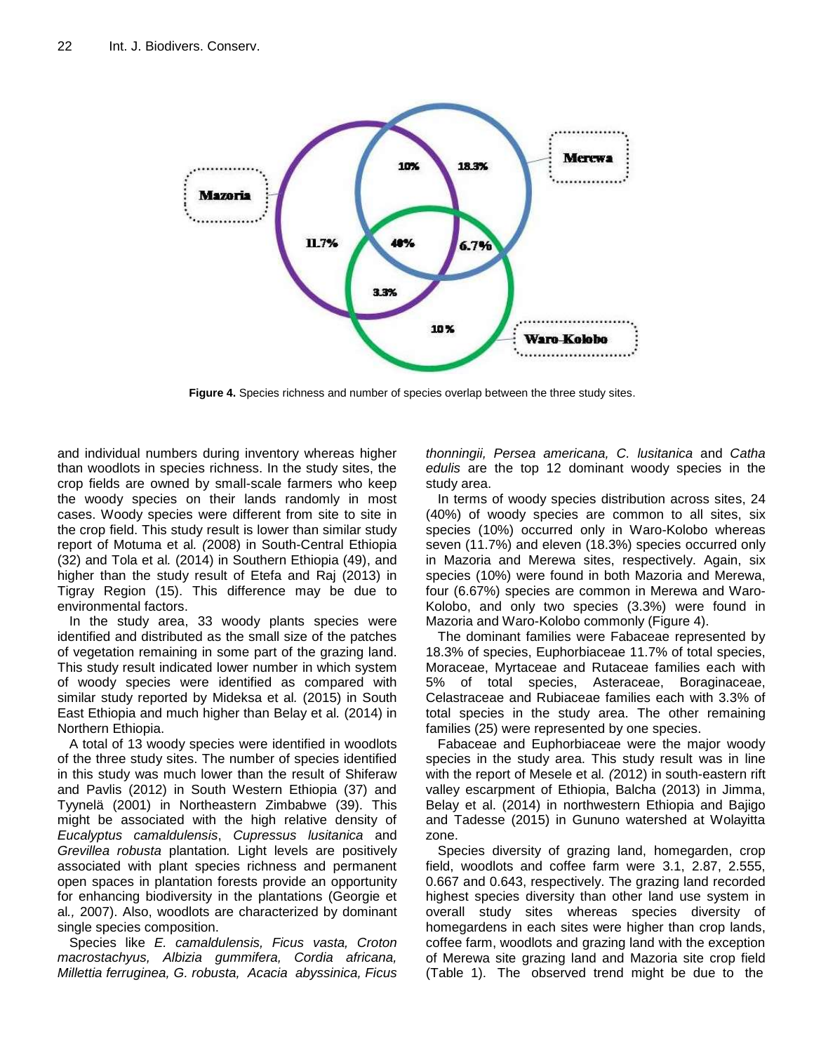**Figure 4.** Species richness and number of species overlap between the three study sites.

and individual numbers during inventory whereas higher than woodlots in species richness. In the study sites, the crop fields are owned by small-scale farmers who keep the woody species on their lands randomly in most cases. Woody species were different from site to site in the crop field. This study result is lower than similar study report of Motuma et al. (2008) in South-Central Ethiopia (32) and Tola et al. (2014) in Southern Ethiopia (49), and higher than the study result of Etefa and Raj (2013) in Tigray Region (15). This difference may be due to environmental factors.

In the study area, 33 woody plants species were identified and distributed as the small size of the patches of vegetation remaining in some part of the grazing land. This study result indicated lower number in which system of woody species were identified as compared with similar study reported by Mideksa et al. (2015) in South East Ethiopia and much higher than Belay et al. (2014) in Northern Ethiopia.

A total of 13 woody species were identified in woodlots of the three study sites. The number of species identified in this study was much lower than the result of Shiferaw and Pavlis (2012) in South Western Ethiopia (37) and Tyynelä (2001) in Northeastern Zimbabwe (39). This might be associated with the high relative density of *Eucalyptus camaldulensis*, *Cupressus lusitanica* and *Grevillea robusta* plantation. Light levels are positively associated with plant species richness and permanent open spaces in plantation forests provide an opportunity for enhancing biodiversity in the plantations (Georgie et al., 2007). Also, woodlots are characterized by dominant single species composition.

Species like *E. camaldulensis, Ficus vasta, Croton macrostachyus, Albizia gummifera, Cordia africana, Millettia ferruginea, G. robusta, Acacia abyssinica, Ficus thonningii, Persea americana, C. lusitanica* and *Catha edulis* are the top 12 dominant woody species in the study area.

In terms of woody species distribution across sites, 24 (40%) of woody species are common to all sites, six species (10%) occurred only in Waro-Kolobo whereas seven (11.7%) and eleven (18.3%) species occurred only in Mazoria and Merewa sites, respectively. Again, six species (10%) were found in both Mazoria and Merewa, four (6.67%) species are common in Merewa and Waro-Kolobo, and only two species (3.3%) were found in Mazoria and Waro-Kolobo commonly (Figure 4).

The dominant families were Fabaceae represented by 18.3% of species, Euphorbiaceae 11.7% of total species, Moraceae, Myrtaceae and Rutaceae families each with 5% of total species, Asteraceae, Boraginaceae, Celastraceae and Rubiaceae families each with 3.3% of total species in the study area. The other remaining families (25) were represented by one species.

Fabaceae and Euphorbiaceae were the major woody species in the study area. This study result was in line with the report of Mesele et al. (2012) in south-eastern rift valley escarpment of Ethiopia, Balcha (2013) in Jimma, Belay et al. (2014) in northwestern Ethiopia and Bajigo and Tadesse (2015) in Gununo watershed at Wolayitta zone.

Species diversity of grazing land, homegarden, crop field, woodlots and coffee farm were 3.1, 2.87, 2.555, 0.667 and 0.643, respectively. The grazing land recorded highest species diversity than other land use system in overall study sites whereas species diversity of homegardens in each sites were higher than crop lands, coffee farm, woodlots and grazing land with the exception of Merewa site grazing land and Mazoria site crop field (Table 1). The observed trend might be due to the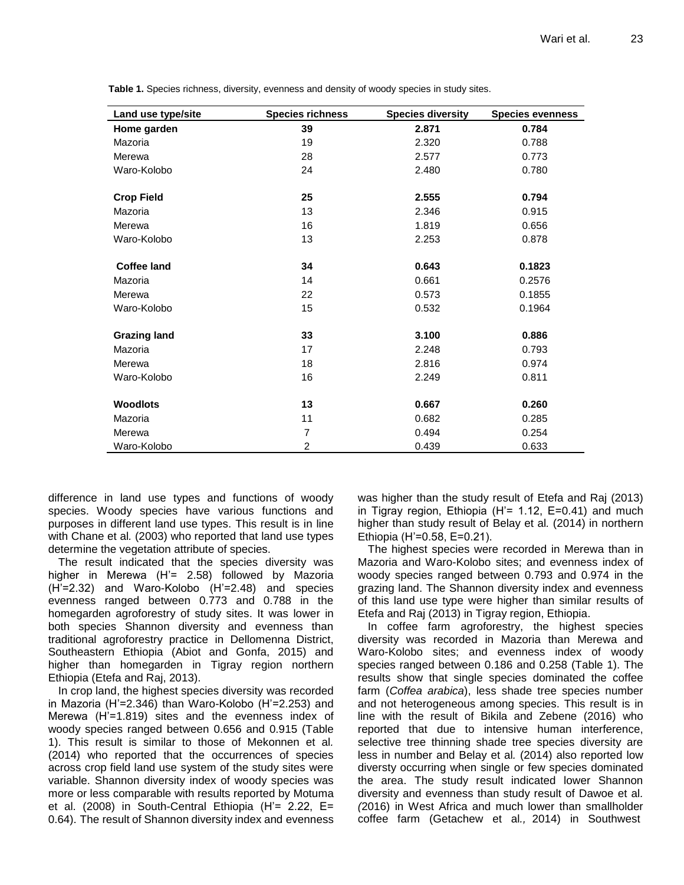**Table 1.** Species richness, diversity, evenness and density of woody species in study sites.

| Land use type/site | Species richness | Species diversity | Species evenness |
|---|---|---|---|
| **Home garden** | **39** | **2.871** | **0.784** |
| Mazoria | 19 | 2.320 | 0.788 |
| Merewa | 28 | 2.577 | 0.773 |
| Waro-Kolobo | 24 | 2.480 | 0.780 |
| **Crop Field** | **25** | **2.555** | **0.794** |
| Mazoria | 13 | 2.346 | 0.915 |
| Merewa | 16 | 1.819 | 0.656 |
| Waro-Kolobo | 13 | 2.253 | 0.878 |
| **Coffee land** | **34** | **0.643** | **0.1823** |
| Mazoria | 14 | 0.661 | 0.2576 |
| Merewa | 22 | 0.573 | 0.1855 |
| Waro-Kolobo | 15 | 0.532 | 0.1964 |
| **Grazing land** | **33** | **3.100** | **0.886** |
| Mazoria | 17 | 2.248 | 0.793 |
| Merewa | 18 | 2.816 | 0.974 |
| Waro-Kolobo | 16 | 2.249 | 0.811 |
| **Woodlots** | **13** | **0.667** | **0.260** |
| Mazoria | 11 | 0.682 | 0.285 |
| Merewa | 7 | 0.494 | 0.254 |
| Waro-Kolobo | 2 | 0.439 | 0.633 |

difference in land use types and functions of woody species. Woody species have various functions and purposes in different land use types. This result is in line with Chane et al. (2003) who reported that land use types determine the vegetation attribute of species.

The result indicated that the species diversity was higher in Merewa (H'= 2.58) followed by Mazoria (H'=2.32) and Waro-Kolobo (H'=2.48) and species evenness ranged between 0.773 and 0.788 in the homegarden agroforestry of study sites. It was lower in both species Shannon diversity and evenness than traditional agroforestry practice in Dellomenna District, Southeastern Ethiopia (Abiot and Gonfa, 2015) and higher than homegarden in Tigray region northern Ethiopia (Etefa and Raj, 2013).

In crop land, the highest species diversity was recorded in Mazoria (H'=2.346) than Waro-Kolobo (H'=2.253) and Merewa (H'=1.819) sites and the evenness index of woody species ranged between 0.656 and 0.915 (Table 1). This result is similar to those of Mekonnen et al. (2014) who reported that the occurrences of species across crop field land use system of the study sites were variable. Shannon diversity index of woody species was more or less comparable with results reported by Motuma et al. (2008) in South-Central Ethiopia (H'= 2.22, E= 0.64). The result of Shannon diversity index and evenness was higher than the study result of Etefa and Raj (2013) in Tigray region, Ethiopia (H'= 1.12, E=0.41) and much higher than study result of Belay et al. (2014) in northern Ethiopia (H'=0.58, E=0.21).

The highest species were recorded in Merewa than in Mazoria and Waro-Kolobo sites; and evenness index of woody species ranged between 0.793 and 0.974 in the grazing land. The Shannon diversity index and evenness of this land use type were higher than similar results of Etefa and Raj (2013) in Tigray region, Ethiopia.

In coffee farm agroforestry, the highest species diversity was recorded in Mazoria than Merewa and Waro-Kolobo sites; and evenness index of woody species ranged between 0.186 and 0.258 (Table 1). The results show that single species dominated the coffee farm (*Coffea arabica*), less shade tree species number and not heterogeneous among species. This result is in line with the result of Bikila and Zebene (2016) who reported that due to intensive human interference, selective tree thinning shade tree species diversity are less in number and Belay et al. (2014) also reported low diversty occurring when single or few species dominated the area. The study result indicated lower Shannon diversity and evenness than study result of Dawoe et al. (2016) in West Africa and much lower than smallholder coffee farm (Getachew et al., 2014) in Southwest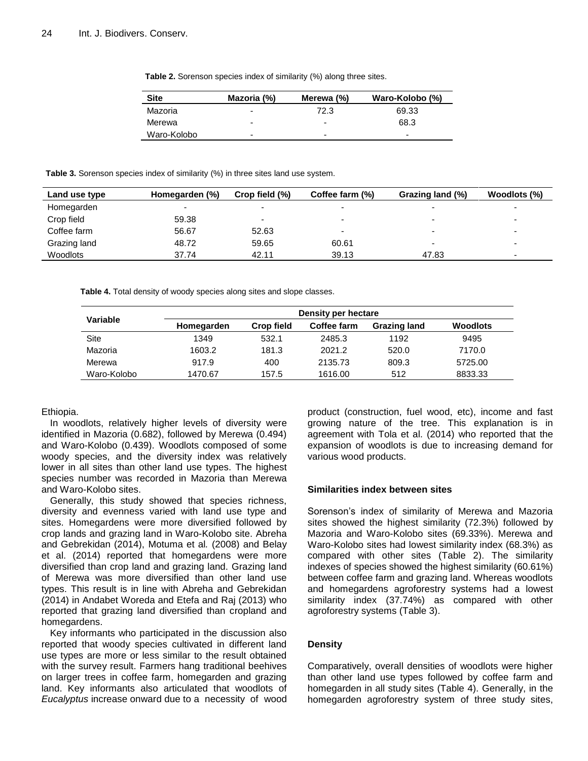**Table 2.** Sorenson species index of similarity (%) along three sites.

| Site | Mazoria (%) | Merewa (%) | Waro-Kolobo (%) |
|---|---|---|---|
| Mazoria | - | 72.3 | 69.33 |
| Merewa | - | - | 68.3 |
| Waro-Kolobo | - | - | - |

**Table 3.** Sorenson species index of similarity (%) in three sites land use system.

| Land use type | Homegarden (%) | Crop field (%) | Coffee farm (%) | Grazing land (%) | Woodlots (%) |
|---|---|---|---|---|---|
| Homegarden | - | - | - | - | - |
| Crop field | 59.38 | - | - | - | - |
| Coffee farm | 56.67 | 52.63 | - | - | - |
| Grazing land | 48.72 | 59.65 | 60.61 | - | - |
| Woodlots | 37.74 | 42.11 | 39.13 | 47.83 | - |

**Table 4.** Total density of woody species along sites and slope classes.

| Variable | Density per hectare | | | | |
|---|---|---|---|---|---|
| | Homegarden | Crop field | Coffee farm | Grazing land | Woodlots |
| Site | 1349 | 532.1 | 2485.3 | 1192 | 9495 |
| Mazoria | 1603.2 | 181.3 | 2021.2 | 520.0 | 7170.0 |
| Merewa | 917.9 | 400 | 2135.73 | 809.3 | 5725.00 |
| Waro-Kolobo | 1470.67 | 157.5 | 1616.00 | 512 | 8833.33 |

Ethiopia.

In woodlots, relatively higher levels of diversity were identified in Mazoria (0.682), followed by Merewa (0.494) and Waro-Kolobo (0.439). Woodlots composed of some woody species, and the diversity index was relatively lower in all sites than other land use types. The highest species number was recorded in Mazoria than Merewa and Waro-Kolobo sites.

Generally, this study showed that species richness, diversity and evenness varied with land use type and sites. Homegardens were more diversified followed by crop lands and grazing land in Waro-Kolobo site. Abreha and Gebrekidan (2014), Motuma et al. (2008) and Belay et al. (2014) reported that homegardens were more diversified than crop land and grazing land. Grazing land of Merewa was more diversified than other land use types. This result is in line with Abreha and Gebrekidan (2014) in Andabet Woreda and Etefa and Raj (2013) who reported that grazing land diversified than cropland and homegardens.

Key informants who participated in the discussion also reported that woody species cultivated in different land use types are more or less similar to the result obtained with the survey result. Farmers hang traditional beehives on larger trees in coffee farm, homegarden and grazing land. Key informants also articulated that woodlots of *Eucalyptus* increase onward due to a necessity of wood product (construction, fuel wood, etc), income and fast growing nature of the tree. This explanation is in agreement with Tola et al. (2014) who reported that the expansion of woodlots is due to increasing demand for various wood products.

### Similarities index between sites

Sorenson's index of similarity of Merewa and Mazoria sites showed the highest similarity (72.3%) followed by Mazoria and Waro-Kolobo sites (69.33%). Merewa and Waro-Kolobo sites had lowest similarity index (68.3%) as compared with other sites (Table 2). The similarity indexes of species showed the highest similarity (60.61%) between coffee farm and grazing land. Whereas woodlots and homegardens agroforestry systems had a lowest similarity index (37.74%) as compared with other agroforestry systems (Table 3).

### Density

Comparatively, overall densities of woodlots were higher than other land use types followed by coffee farm and homegarden in all study sites (Table 4). Generally, in the homegarden agroforestry system of three study sites,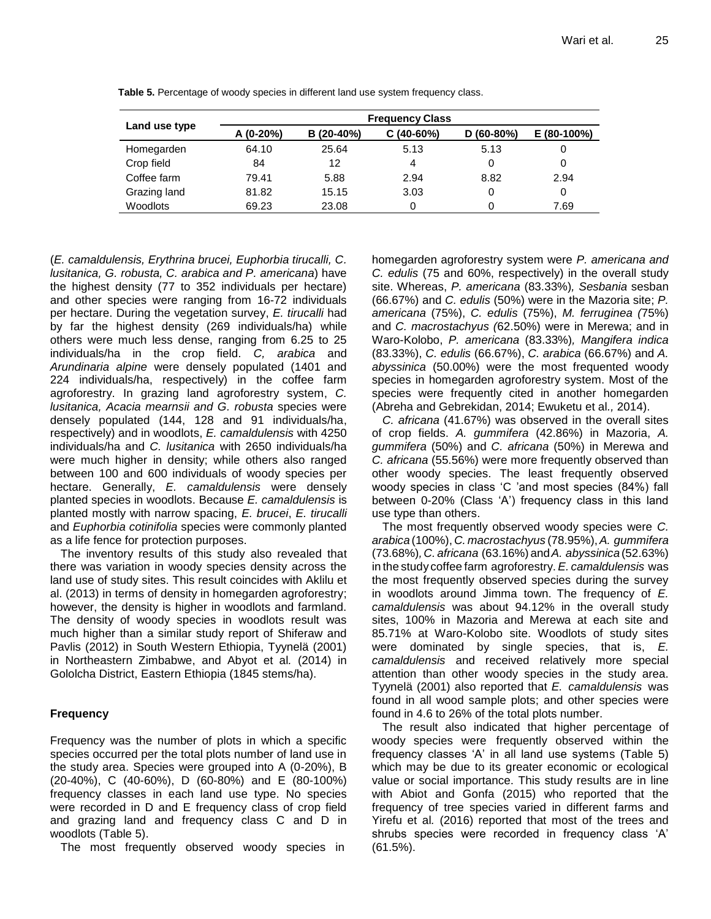**Table 5.** Percentage of woody species in different land use system frequency class.

| Land use type | Frequency Class | | | | |
|---|---|---|---|---|---|
| | A (0-20%) | B (20-40%) | C (40-60%) | D (60-80%) | E (80-100%) |
| Homegarden | 64.10 | 25.64 | 5.13 | 5.13 | 0 |
| Crop field | 84 | 12 | 4 | 0 | 0 |
| Coffee farm | 79.41 | 5.88 | 2.94 | 8.82 | 2.94 |
| Grazing land | 81.82 | 15.15 | 3.03 | 0 | 0 |
| Woodlots | 69.23 | 23.08 | 0 | 0 | 7.69 |

(*E. camaldulensis, Erythrina brucei, Euphorbia tirucalli, C. lusitanica, G. robusta, C. arabica and P. americana*) have the highest density (77 to 352 individuals per hectare) and other species were ranging from 16-72 individuals per hectare. During the vegetation survey, *E. tirucalli* had by far the highest density (269 individuals/ha) while others were much less dense, ranging from 6.25 to 25 individuals/ha in the crop field. *C, arabica* and *Arundinaria alpine* were densely populated (1401 and 224 individuals/ha, respectively) in the coffee farm agroforestry. In grazing land agroforestry system, *C. lusitanica, Acacia mearnsii and G. robusta* species were densely populated (144, 128 and 91 individuals/ha, respectively) and in woodlots, *E. camaldulensis* with 4250 individuals/ha and *C. lusitanica* with 2650 individuals/ha were much higher in density; while others also ranged between 100 and 600 individuals of woody species per hectare. Generally, *E. camaldulensis* were densely planted species in woodlots. Because *E. camaldulensis* is planted mostly with narrow spacing, *E. brucei*, *E. tirucalli* and *Euphorbia cotinifolia* species were commonly planted as a life fence for protection purposes.

The inventory results of this study also revealed that there was variation in woody species density across the land use of study sites. This result coincides with Aklilu et al. (2013) in terms of density in homegarden agroforestry; however, the density is higher in woodlots and farmland. The density of woody species in woodlots result was much higher than a similar study report of Shiferaw and Pavlis (2012) in South Western Ethiopia, Tyynelä (2001) in Northeastern Zimbabwe, and Abyot et al*.* (2014) in Gololcha District, Eastern Ethiopia (1845 stems/ha).

### Frequency

Frequency was the number of plots in which a specific species occurred per the total plots number of land use in the study area. Species were grouped into A (0-20%), B (20-40%), C (40-60%), D (60-80%) and E (80-100%) frequency classes in each land use type. No species were recorded in D and E frequency class of crop field and grazing land and frequency class C and D in woodlots (Table 5).

The most frequently observed woody species in homegarden agroforestry system were *P. americana and C. edulis* (75 and 60%, respectively) in the overall study site. Whereas, *P. americana* (83.33%)*, Sesbania* sesban (66.67%) and *C. edulis* (50%) were in the Mazoria site; *P. americana* (75%), *C. edulis* (75%), *M. ferruginea (*75%) and *C. macrostachyus (*62.50%) were in Merewa; and in Waro-Kolobo, *P. americana* (83.33%)*, Mangifera indica* (83.33%), *C. edulis* (66.67%), *C. arabica* (66.67%) and *A. abyssinica* (50.00%) were the most frequented woody species in homegarden agroforestry system. Most of the species were frequently cited in another homegarden (Abreha and Gebrekidan, 2014; Ewuketu et al*.*, 2014).

*C. africana* (41.67%) was observed in the overall sites of crop fields. *A. gummifera* (42.86%) in Mazoria, *A. gummifera* (50%) and *C. africana* (50%) in Merewa and *C. africana* (55.56%) were more frequently observed than other woody species. The least frequently observed woody species in class 'C 'and most species (84%) fall between 0-20% (Class 'A') frequency class in this land use type than others.

The most frequently observed woody species were *C. arabica* (100%), *C. macrostachyus* (78.95%), *A. gummifera* (73.68%), *C. africana* (63.16%) and *A. abyssinica* (52.63%) in the study coffee farm agroforestry. *E. camaldulensis* was the most frequently observed species during the survey in woodlots around Jimma town. The frequency of *E. camaldulensis* was about 94.12% in the overall study sites, 100% in Mazoria and Merewa at each site and 85.71% at Waro-Kolobo site. Woodlots of study sites were dominated by single species, that is, *E. camaldulensis* and received relatively more special attention than other woody species in the study area. Tyynelä (2001) also reported that *E. camaldulensis* was found in all wood sample plots; and other species were found in 4.6 to 26% of the total plots number.

The result also indicated that higher percentage of woody species were frequently observed within the frequency classes 'A' in all land use systems (Table 5) which may be due to its greater economic or ecological value or social importance. This study results are in line with Abiot and Gonfa (2015) who reported that the frequency of tree species varied in different farms and Yirefu et al*.* (2016) reported that most of the trees and shrubs species were recorded in frequency class 'A' (61.5%).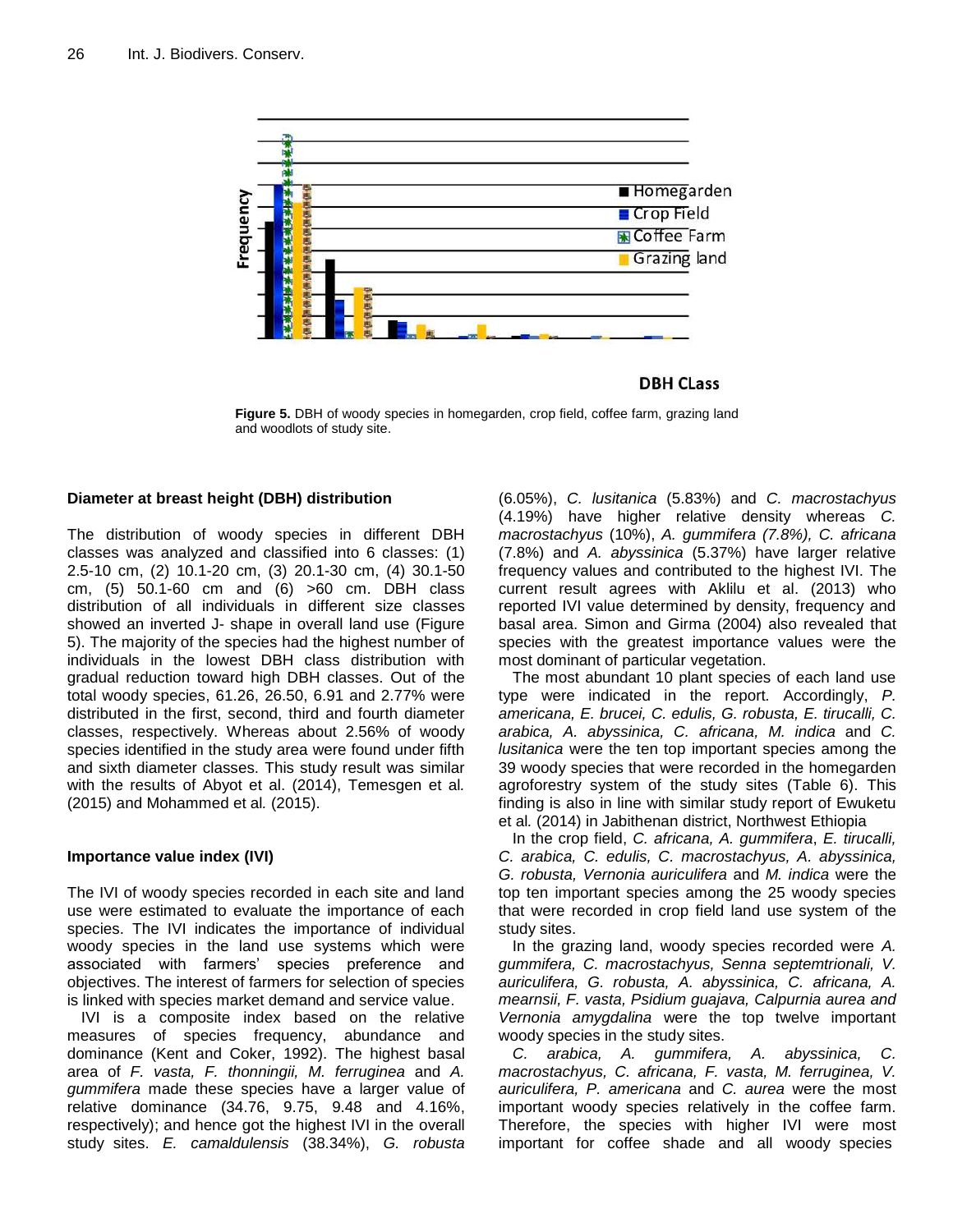Figure 5. DBH of woody species in homegarden, crop field, coffee farm, grazing land and woodlots of study site.

### Diameter at breast height (DBH) distribution

The distribution of woody species in different DBH classes was analyzed and classified into 6 classes: (1) 2.5-10 cm, (2) 10.1-20 cm, (3) 20.1-30 cm, (4) 30.1-50 cm, (5) 50.1-60 cm and (6) >60 cm. DBH class distribution of all individuals in different size classes showed an inverted J- shape in overall land use (Figure 5). The majority of the species had the highest number of individuals in the lowest DBH class distribution with gradual reduction toward high DBH classes. Out of the total woody species, 61.26, 26.50, 6.91 and 2.77% were distributed in the first, second, third and fourth diameter classes, respectively. Whereas about 2.56% of woody species identified in the study area were found under fifth and sixth diameter classes. This study result was similar with the results of Abyot et al. (2014), Temesgen et al*.* (2015) and Mohammed et al*.* (2015).

### Importance value index (IVI)

The IVI of woody species recorded in each site and land use were estimated to evaluate the importance of each species. The IVI indicates the importance of individual woody species in the land use systems which were associated with farmers' species preference and objectives. The interest of farmers for selection of species is linked with species market demand and service value.

IVI is a composite index based on the relative measures of species frequency, abundance and dominance (Kent and Coker, 1992). The highest basal area of *F. vasta, F. thonningii, M. ferruginea* and *A. gummifera* made these species have a larger value of relative dominance (34.76, 9.75, 9.48 and 4.16%, respectively); and hence got the highest IVI in the overall study sites. *E. camaldulensis* (38.34%), *G. robusta* (6.05%), *C. lusitanica* (5.83%) and *C. macrostachyus* (4.19%) have higher relative density whereas *C. macrostachyus* (10%), *A. gummifera (7.8%), C. africana* (7.8%) and *A. abyssinica* (5.37%) have larger relative frequency values and contributed to the highest IVI. The current result agrees with Aklilu et al. (2013) who reported IVI value determined by density, frequency and basal area. Simon and Girma (2004) also revealed that species with the greatest importance values were the most dominant of particular vegetation.

The most abundant 10 plant species of each land use type were indicated in the report. Accordingly, *P. americana, E. brucei, C. edulis, G. robusta, E. tirucalli, C. arabica, A. abyssinica, C. africana, M. indica* and *C. lusitanica* were the ten top important species among the 39 woody species that were recorded in the homegarden agroforestry system of the study sites (Table 6). This finding is also in line with similar study report of Ewuketu et al*.* (2014) in Jabithenan district, Northwest Ethiopia

In the crop field, *C. africana, A. gummifera*, *E. tirucalli, C. arabica, C. edulis, C. macrostachyus, A. abyssinica, G. robusta, Vernonia auriculifera* and *M. indica* were the top ten important species among the 25 woody species that were recorded in crop field land use system of the study sites.

In the grazing land, woody species recorded were *A. gummifera, C. macrostachyus, Senna septemtrionali, V. auriculifera, G. robusta, A. abyssinica, C. africana, A. mearnsii, F. vasta, Psidium guajava, Calpurnia aurea and Vernonia amygdalina* were the top twelve important woody species in the study sites.

*C. arabica, A. gummifera, A. abyssinica, C. macrostachyus, C. africana, F. vasta, M. ferruginea, V. auriculifera, P. americana* and *C. aurea* were the most important woody species relatively in the coffee farm. Therefore, the species with higher IVI were most important for coffee shade and all woody species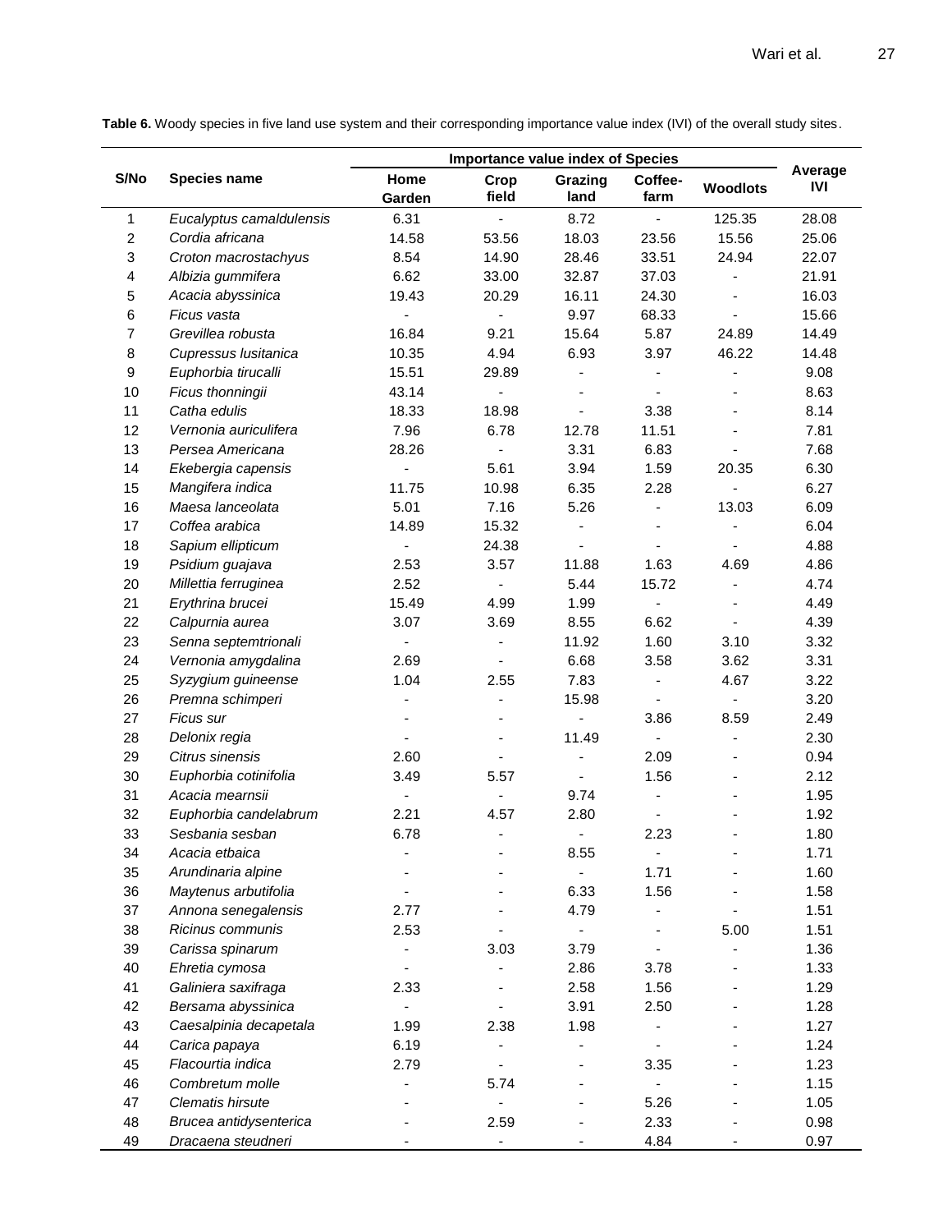**Table 6.** Woody species in five land use system and their corresponding importance value index (IVI) of the overall study sites.

| S/No | Species name | Importance value index of Species | | | | | Average IVI |
|---|---|---|---|---|---|---|---|
| | | Home Garden | Crop field | Grazing land | Coffee-farm | Woodlots | |
| 1 | *Eucalyptus camaldulensis* | 6.31 | - | 8.72 | - | 125.35 | 28.08 |
| 2 | *Cordia africana* | 14.58 | 53.56 | 18.03 | 23.56 | 15.56 | 25.06 |
| 3 | *Croton macrostachyus* | 8.54 | 14.90 | 28.46 | 33.51 | 24.94 | 22.07 |
| 4 | *Albizia gummifera* | 6.62 | 33.00 | 32.87 | 37.03 | - | 21.91 |
| 5 | *Acacia abyssinica* | 19.43 | 20.29 | 16.11 | 24.30 | - | 16.03 |
| 6 | *Ficus vasta* | - | - | 9.97 | 68.33 | - | 15.66 |
| 7 | *Grevillea robusta* | 16.84 | 9.21 | 15.64 | 5.87 | 24.89 | 14.49 |
| 8 | *Cupressus lusitanica* | 10.35 | 4.94 | 6.93 | 3.97 | 46.22 | 14.48 |
| 9 | *Euphorbia tirucalli* | 15.51 | 29.89 | - | - | - | 9.08 |
| 10 | *Ficus thonningii* | 43.14 | - | - | - | - | 8.63 |
| 11 | *Catha edulis* | 18.33 | 18.98 | - | 3.38 | - | 8.14 |
| 12 | *Vernonia auriculifera* | 7.96 | 6.78 | 12.78 | 11.51 | - | 7.81 |
| 13 | *Persea Americana* | 28.26 | - | 3.31 | 6.83 | - | 7.68 |
| 14 | *Ekebergia capensis* | - | 5.61 | 3.94 | 1.59 | 20.35 | 6.30 |
| 15 | *Mangifera indica* | 11.75 | 10.98 | 6.35 | 2.28 | - | 6.27 |
| 16 | *Maesa lanceolata* | 5.01 | 7.16 | 5.26 | - | 13.03 | 6.09 |
| 17 | *Coffea arabica* | 14.89 | 15.32 | - | - | - | 6.04 |
| 18 | *Sapium ellipticum* | - | 24.38 | - | - | - | 4.88 |
| 19 | *Psidium guajava* | 2.53 | 3.57 | 11.88 | 1.63 | 4.69 | 4.86 |
| 20 | *Millettia ferruginea* | 2.52 | - | 5.44 | 15.72 | - | 4.74 |
| 21 | *Erythrina brucei* | 15.49 | 4.99 | 1.99 | - | - | 4.49 |
| 22 | *Calpurnia aurea* | 3.07 | 3.69 | 8.55 | 6.62 | - | 4.39 |
| 23 | *Senna septemtrionali* | - | - | 11.92 | 1.60 | 3.10 | 3.32 |
| 24 | *Vernonia amygdalina* | 2.69 | - | 6.68 | 3.58 | 3.62 | 3.31 |
| 25 | *Syzygium guineense* | 1.04 | 2.55 | 7.83 | - | 4.67 | 3.22 |
| 26 | *Premna schimperi* | - | - | 15.98 | - | - | 3.20 |
| 27 | *Ficus sur* | - | - | - | 3.86 | 8.59 | 2.49 |
| 28 | *Delonix regia* | - | - | 11.49 | - | - | 2.30 |
| 29 | *Citrus sinensis* | 2.60 | - | - | 2.09 | - | 0.94 |
| 30 | *Euphorbia cotinifolia* | 3.49 | 5.57 | - | 1.56 | - | 2.12 |
| 31 | *Acacia mearnsii* | - | - | 9.74 | - | - | 1.95 |
| 32 | *Euphorbia candelabrum* | 2.21 | 4.57 | 2.80 | - | - | 1.92 |
| 33 | *Sesbania sesban* | 6.78 | - | - | 2.23 | - | 1.80 |
| 34 | *Acacia etbaica* | - | - | 8.55 | - | - | 1.71 |
| 35 | *Arundinaria alpine* | - | - | - | 1.71 | - | 1.60 |
| 36 | *Maytenus arbutifolia* | - | - | 6.33 | 1.56 | - | 1.58 |
| 37 | *Annona senegalensis* | 2.77 | - | 4.79 | - | - | 1.51 |
| 38 | *Ricinus communis* | 2.53 | - | - | - | 5.00 | 1.51 |
| 39 | *Carissa spinarum* | - | 3.03 | 3.79 | - | - | 1.36 |
| 40 | *Ehretia cymosa* | - | - | 2.86 | 3.78 | - | 1.33 |
| 41 | *Galiniera saxifraga* | 2.33 | - | 2.58 | 1.56 | - | 1.29 |
| 42 | *Bersama abyssinica* | - | - | 3.91 | 2.50 | - | 1.28 |
| 43 | *Caesalpinia decapetala* | 1.99 | 2.38 | 1.98 | - | - | 1.27 |
| 44 | *Carica papaya* | 6.19 | - | - | - | - | 1.24 |
| 45 | *Flacourtia indica* | 2.79 | - | - | 3.35 | - | 1.23 |
| 46 | *Combretum molle* | - | 5.74 | - | - | - | 1.15 |
| 47 | *Clematis hirsute* | - | - | - | 5.26 | - | 1.05 |
| 48 | *Brucea antidysenterica* | - | 2.59 | - | 2.33 | - | 0.98 |
| 49 | *Dracaena steudneri* | - | - | - | 4.84 | - | 0.97 |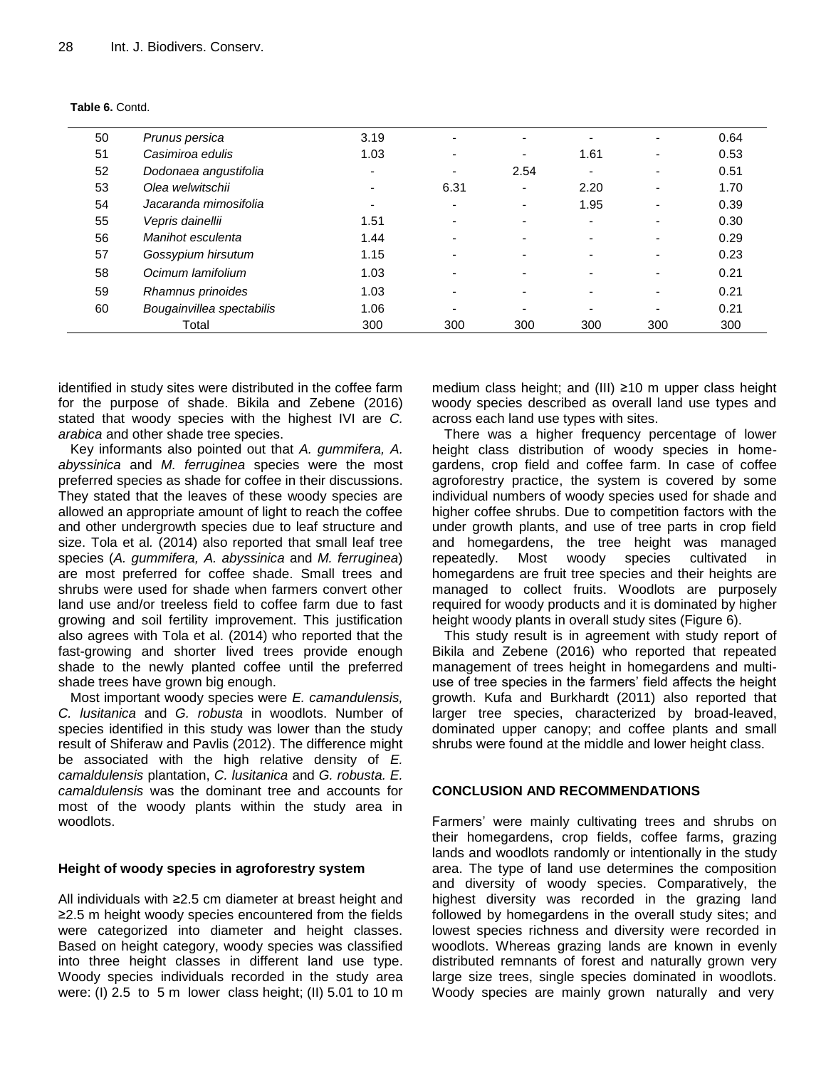**Table 6.** Contd.

| | | | | | | | |
|---|---|---|---|---|---|---|---|
| 50 | *Prunus persica* | 3.19 | - | - | - | - | 0.64 |
| 51 | *Casimiroa edulis* | 1.03 | - | - | 1.61 | - | 0.53 |
| 52 | *Dodonaea angustifolia* | - | - | 2.54 | - | - | 0.51 |
| 53 | *Olea welwitschii* | - | 6.31 | - | 2.20 | - | 1.70 |
| 54 | *Jacaranda mimosifolia* | - | - | - | 1.95 | - | 0.39 |
| 55 | *Vepris dainellii* | 1.51 | - | - | - | - | 0.30 |
| 56 | *Manihot esculenta* | 1.44 | - | - | - | - | 0.29 |
| 57 | *Gossypium hirsutum* | 1.15 | - | - | - | - | 0.23 |
| 58 | *Ocimum lamifolium* | 1.03 | - | - | - | - | 0.21 |
| 59 | *Rhamnus prinoides* | 1.03 | - | - | - | - | 0.21 |
| 60 | *Bougainvillea spectabilis* | 1.06 | - | - | - | - | 0.21 |
| | Total | 300 | 300 | 300 | 300 | 300 | 300 |

identified in study sites were distributed in the coffee farm for the purpose of shade. Bikila and Zebene (2016) stated that woody species with the highest IVI are *C. arabica* and other shade tree species.

Key informants also pointed out that *A. gummifera, A. abyssinica* and *M. ferruginea* species were the most preferred species as shade for coffee in their discussions. They stated that the leaves of these woody species are allowed an appropriate amount of light to reach the coffee and other undergrowth species due to leaf structure and size. Tola et al. (2014) also reported that small leaf tree species (*A. gummifera, A. abyssinica* and *M. ferruginea*) are most preferred for coffee shade. Small trees and shrubs were used for shade when farmers convert other land use and/or treeless field to coffee farm due to fast growing and soil fertility improvement. This justification also agrees with Tola et al. (2014) who reported that the fast-growing and shorter lived trees provide enough shade to the newly planted coffee until the preferred shade trees have grown big enough.

Most important woody species were *E. camandulensis, C. lusitanica* and *G. robusta* in woodlots. Number of species identified in this study was lower than the study result of Shiferaw and Pavlis (2012). The difference might be associated with the high relative density of *E. camaldulensis* plantation, *C. lusitanica* and *G. robusta. E. camaldulensis* was the dominant tree and accounts for most of the woody plants within the study area in woodlots.

### Height of woody species in agroforestry system

All individuals with ≥2.5 cm diameter at breast height and ≥2.5 m height woody species encountered from the fields were categorized into diameter and height classes. Based on height category, woody species was classified into three height classes in different land use type. Woody species individuals recorded in the study area were: (I) 2.5 to 5 m lower class height; (II) 5.01 to 10 m medium class height; and (III) ≥10 m upper class height woody species described as overall land use types and across each land use types with sites.

There was a higher frequency percentage of lower height class distribution of woody species in homegardens, crop field and coffee farm. In case of coffee agroforestry practice, the system is covered by some individual numbers of woody species used for shade and higher coffee shrubs. Due to competition factors with the under growth plants, and use of tree parts in crop field and homegardens, the tree height was managed repeatedly. Most woody species cultivated in homegardens are fruit tree species and their heights are managed to collect fruits. Woodlots are purposely required for woody products and it is dominated by higher height woody plants in overall study sites (Figure 6).

This study result is in agreement with study report of Bikila and Zebene (2016) who reported that repeated management of trees height in homegardens and multi-use of tree species in the farmers' field affects the height growth. Kufa and Burkhardt (2011) also reported that larger tree species, characterized by broad-leaved, dominated upper canopy; and coffee plants and small shrubs were found at the middle and lower height class.

## CONCLUSION AND RECOMMENDATIONS

Farmers' were mainly cultivating trees and shrubs on their homegardens, crop fields, coffee farms, grazing lands and woodlots randomly or intentionally in the study area. The type of land use determines the composition and diversity of woody species. Comparatively, the highest diversity was recorded in the grazing land followed by homegardens in the overall study sites; and lowest species richness and diversity were recorded in woodlots. Whereas grazing lands are known in evenly distributed remnants of forest and naturally grown very large size trees, single species dominated in woodlots. Woody species are mainly grown naturally and very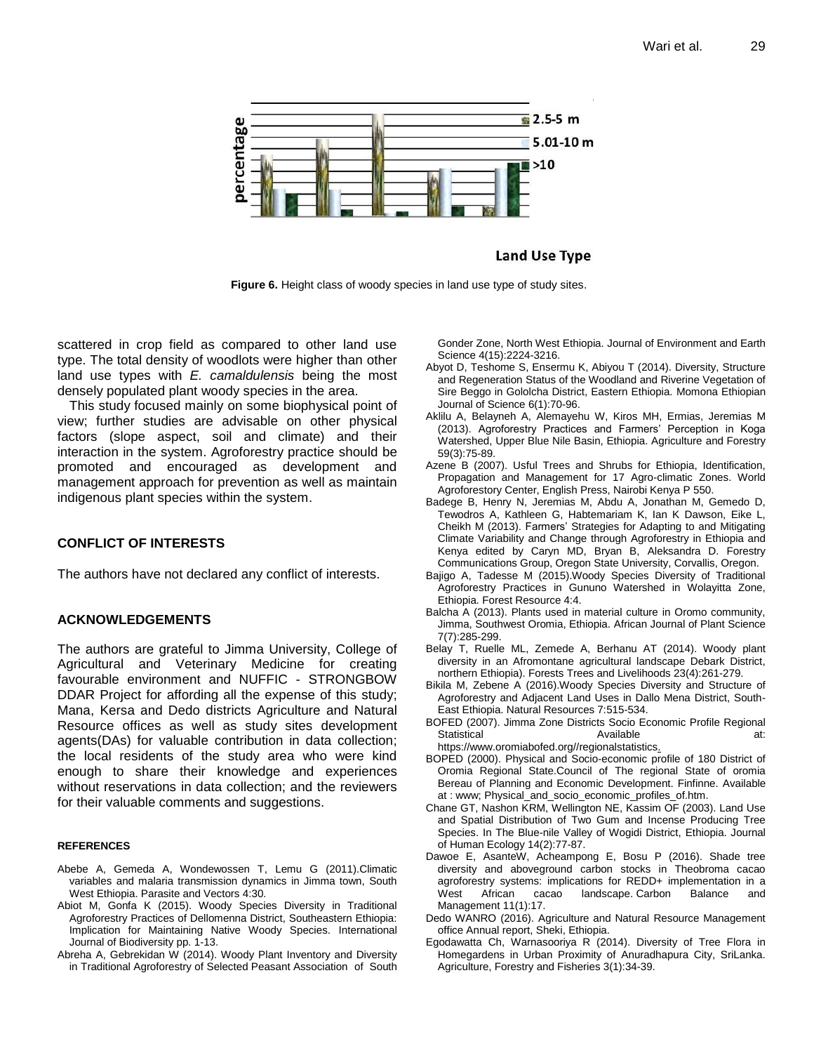percentage

2.5-5 m
5.01-10 m
>10

Land Use Type

**Figure 6.** Height class of woody species in land use type of study sites.

scattered in crop field as compared to other land use type. The total density of woodlots were higher than other land use types with *E. camaldulensis* being the most densely populated plant woody species in the area.

This study focused mainly on some biophysical point of view; further studies are advisable on other physical factors (slope aspect, soil and climate) and their interaction in the system. Agroforestry practice should be promoted and encouraged as development and management approach for prevention as well as maintain indigenous plant species within the system.

## CONFLICT OF INTERESTS

The authors have not declared any conflict of interests.

## ACKNOWLEDGEMENTS

The authors are grateful to Jimma University, College of Agricultural and Veterinary Medicine for creating favourable environment and NUFFIC - STRONGBOW DDAR Project for affording all the expense of this study; Mana, Kersa and Dedo districts Agriculture and Natural Resource offices as well as study sites development agents(DAs) for valuable contribution in data collection; the local residents of the study area who were kind enough to share their knowledge and experiences without reservations in data collection; and the reviewers for their valuable comments and suggestions.

## REFERENCES

Abebe A, Gemeda A, Wondewossen T, Lemu G (2011).Climatic variables and malaria transmission dynamics in Jimma town, South West Ethiopia. Parasite and Vectors 4:30.

Abiot M, Gonfa K (2015). Woody Species Diversity in Traditional Agroforestry Practices of Dellomenna District, Southeastern Ethiopia: Implication for Maintaining Native Woody Species. International Journal of Biodiversity pp. 1-13.

Abreha A, Gebrekidan W (2014). Woody Plant Inventory and Diversity in Traditional Agroforestry of Selected Peasant Association of South Gonder Zone, North West Ethiopia. Journal of Environment and Earth Science 4(15):2224-3216.

Abyot D, Teshome S, Ensermu K, Abiyou T (2014). Diversity, Structure and Regeneration Status of the Woodland and Riverine Vegetation of Sire Beggo in Gololcha District, Eastern Ethiopia. Momona Ethiopian Journal of Science 6(1):70-96.

Aklilu A, Belayneh A, Alemayehu W, Kiros MH, Ermias, Jeremias M (2013). Agroforestry Practices and Farmers' Perception in Koga Watershed, Upper Blue Nile Basin, Ethiopia. Agriculture and Forestry 59(3):75-89.

Azene B (2007). Usful Trees and Shrubs for Ethiopia, Identification, Propagation and Management for 17 Agro-climatic Zones. World Agroforestory Center, English Press, Nairobi Kenya P 550.

Badege B, Henry N, Jeremias M, Abdu A, Jonathan M, Gemedo D, Tewodros A, Kathleen G, Habtemariam K, Ian K Dawson, Eike L, Cheikh M (2013). Farmers' Strategies for Adapting to and Mitigating Climate Variability and Change through Agroforestry in Ethiopia and Kenya edited by Caryn MD, Bryan B, Aleksandra D. Forestry Communications Group, Oregon State University, Corvallis, Oregon.

Bajigo A, Tadesse M (2015).Woody Species Diversity of Traditional Agroforestry Practices in Gununo Watershed in Wolayitta Zone, Ethiopia. Forest Resource 4:4.

Balcha A (2013). Plants used in material culture in Oromo community, Jimma, Southwest Oromia, Ethiopia. African Journal of Plant Science 7(7):285-299.

Belay T, Ruelle ML, Zemede A, Berhanu AT (2014). Woody plant diversity in an Afromontane agricultural landscape Debark District, northern Ethiopia). Forests Trees and Livelihoods 23(4):261-279.

Bikila M, Zebene A (2016).Woody Species Diversity and Structure of Agroforestry and Adjacent Land Uses in Dallo Mena District, South-East Ethiopia. Natural Resources 7:515-534.

BOFED (2007). Jimma Zone Districts Socio Economic Profile Regional Statistical Available at: https://www.oromiabofed.org//regionalstatistics.

BOPED (2000). Physical and Socio-economic profile of 180 District of Oromia Regional State.Council of The regional State of oromia Bereau of Planning and Economic Development. Finfinne. Available at : www; Physical_and_socio_economic_profiles_of.htm.

Chane GT, Nashon KRM, Wellington NE, Kassim OF (2003). Land Use and Spatial Distribution of Two Gum and Incense Producing Tree Species. In The Blue-nile Valley of Wogidi District, Ethiopia. Journal of Human Ecology 14(2):77-87.

Dawoe E, AsanteW, Acheampong E, Bosu P (2016). Shade tree diversity and aboveground carbon stocks in Theobroma cacao agroforestry systems: implications for REDD+ implementation in a West African cacao landscape. Carbon Balance and Management 11(1):17.

Dedo WANRO (2016). Agriculture and Natural Resource Management office Annual report, Sheki, Ethiopia.

Egodawatta Ch, Warnasooriya R (2014). Diversity of Tree Flora in Homegardens in Urban Proximity of Anuradhapura City, SriLanka. Agriculture, Forestry and Fisheries 3(1):34-39.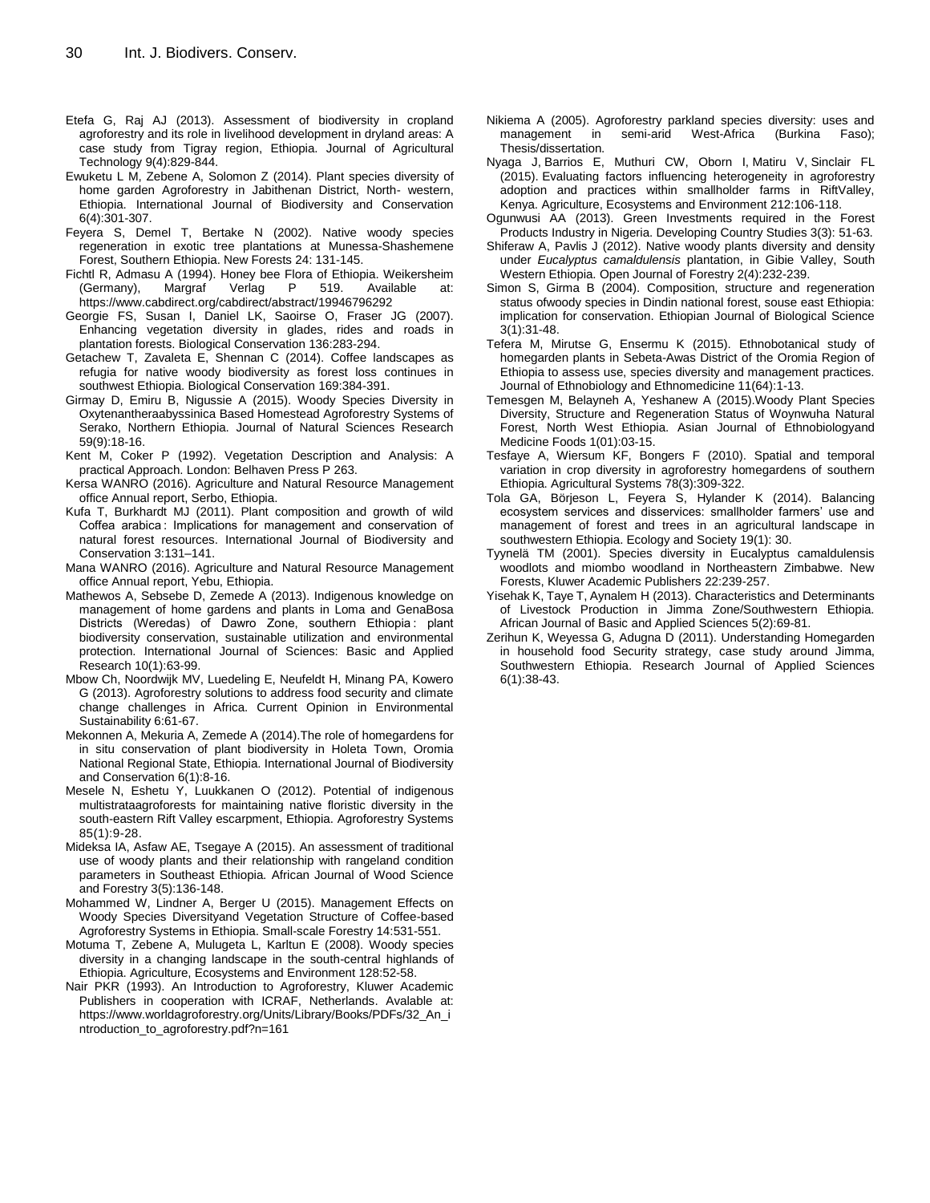Etefa G, Raj AJ (2013). Assessment of biodiversity in cropland agroforestry and its role in livelihood development in dryland areas: A case study from Tigray region, Ethiopia. Journal of Agricultural Technology 9(4):829-844.

Ewuketu L M, Zebene A, Solomon Z (2014). Plant species diversity of home garden Agroforestry in Jabithenan District, North- western, Ethiopia. International Journal of Biodiversity and Conservation 6(4):301-307.

Feyera S, Demel T, Bertake N (2002). Native woody species regeneration in exotic tree plantations at Munessa-Shashemene Forest, Southern Ethiopia. New Forests 24: 131-145.

Fichtl R, Admasu A (1994). Honey bee Flora of Ethiopia. Weikersheim (Germany), Margraf Verlag P 519. Available at: https://www.cabdirect.org/cabdirect/abstract/19946796292

Georgie FS, Susan I, Daniel LK, Saoirse O, Fraser JG (2007). Enhancing vegetation diversity in glades, rides and roads in plantation forests. Biological Conservation 136:283-294.

Getachew T, Zavaleta E, Shennan C (2014). Coffee landscapes as refugia for native woody biodiversity as forest loss continues in southwest Ethiopia. Biological Conservation 169:384-391.

Girmay D, Emiru B, Nigussie A (2015). Woody Species Diversity in Oxytenantheraabyssinica Based Homestead Agroforestry Systems of Serako, Northern Ethiopia. Journal of Natural Sciences Research 59(9):18-16.

Kent M, Coker P (1992). Vegetation Description and Analysis: A practical Approach. London: Belhaven Press P 263.

Kersa WANRO (2016). Agriculture and Natural Resource Management office Annual report, Serbo, Ethiopia.

Kufa T, Burkhardt MJ (2011). Plant composition and growth of wild Coffea arabica : Implications for management and conservation of natural forest resources. International Journal of Biodiversity and Conservation 3:131–141.

Mana WANRO (2016). Agriculture and Natural Resource Management office Annual report, Yebu, Ethiopia.

Mathewos A, Sebsebe D, Zemede A (2013). Indigenous knowledge on management of home gardens and plants in Loma and GenaBosa Districts (Weredas) of Dawro Zone, southern Ethiopia : plant biodiversity conservation, sustainable utilization and environmental protection. International Journal of Sciences: Basic and Applied Research 10(1):63-99.

Mbow Ch, Noordwijk MV, Luedeling E, Neufeldt H, Minang PA, Kowero G (2013). Agroforestry solutions to address food security and climate change challenges in Africa. Current Opinion in Environmental Sustainability 6:61-67.

Mekonnen A, Mekuria A, Zemede A (2014).The role of homegardens for in situ conservation of plant biodiversity in Holeta Town, Oromia National Regional State, Ethiopia. International Journal of Biodiversity and Conservation 6(1):8-16.

Mesele N, Eshetu Y, Luukkanen O (2012). Potential of indigenous multistrataagroforests for maintaining native floristic diversity in the south-eastern Rift Valley escarpment, Ethiopia. Agroforestry Systems 85(1):9-28.

Mideksa IA, Asfaw AE, Tsegaye A (2015). An assessment of traditional use of woody plants and their relationship with rangeland condition parameters in Southeast Ethiopia. African Journal of Wood Science and Forestry 3(5):136-148.

Mohammed W, Lindner A, Berger U (2015). Management Effects on Woody Species Diversityand Vegetation Structure of Coffee-based Agroforestry Systems in Ethiopia. Small-scale Forestry 14:531-551.

Motuma T, Zebene A, Mulugeta L, Karltun E (2008). Woody species diversity in a changing landscape in the south-central highlands of Ethiopia. Agriculture, Ecosystems and Environment 128:52-58.

Nair PKR (1993). An Introduction to Agroforestry, Kluwer Academic Publishers in cooperation with ICRAF, Netherlands. Avalable at: https://www.worldagroforestry.org/Units/Library/Books/PDFs/32_An_introduction_to_agroforestry.pdf?n=161

Nikiema A (2005). Agroforestry parkland species diversity: uses and management in semi-arid West-Africa (Burkina Faso); Thesis/dissertation.

Nyaga J, Barrios E, Muthuri CW, Oborn I, Matiru V, Sinclair FL (2015). Evaluating factors influencing heterogeneity in agroforestry adoption and practices within smallholder farms in RiftValley, Kenya. Agriculture, Ecosystems and Environment 212:106-118.

Ogunwusi AA (2013). Green Investments required in the Forest Products Industry in Nigeria. Developing Country Studies 3(3): 51-63.

Shiferaw A, Pavlis J (2012). Native woody plants diversity and density under *Eucalyptus camaldulensis* plantation, in Gibie Valley, South Western Ethiopia. Open Journal of Forestry 2(4):232-239.

Simon S, Girma B (2004). Composition, structure and regeneration status ofwoody species in Dindin national forest, souse east Ethiopia: implication for conservation. Ethiopian Journal of Biological Science 3(1):31-48.

Tefera M, Mirutse G, Ensermu K (2015). Ethnobotanical study of homegarden plants in Sebeta-Awas District of the Oromia Region of Ethiopia to assess use, species diversity and management practices. Journal of Ethnobiology and Ethnomedicine 11(64):1-13.

Temesgen M, Belayneh A, Yeshanew A (2015).Woody Plant Species Diversity, Structure and Regeneration Status of Woynwuha Natural Forest, North West Ethiopia. Asian Journal of Ethnobiologyand Medicine Foods 1(01):03-15.

Tesfaye A, Wiersum KF, Bongers F (2010). Spatial and temporal variation in crop diversity in agroforestry homegardens of southern Ethiopia. Agricultural Systems 78(3):309-322.

Tola GA, Börjeson L, Feyera S, Hylander K (2014). Balancing ecosystem services and disservices: smallholder farmers' use and management of forest and trees in an agricultural landscape in southwestern Ethiopia. Ecology and Society 19(1): 30.

Tyynelä TM (2001). Species diversity in Eucalyptus camaldulensis woodlots and miombo woodland in Northeastern Zimbabwe. New Forests, Kluwer Academic Publishers 22:239-257.

Yisehak K, Taye T, Aynalem H (2013). Characteristics and Determinants of Livestock Production in Jimma Zone/Southwestern Ethiopia. African Journal of Basic and Applied Sciences 5(2):69-81.

Zerihun K, Weyessa G, Adugna D (2011). Understanding Homegarden in household food Security strategy, case study around Jimma, Southwestern Ethiopia. Research Journal of Applied Sciences 6(1):38-43.